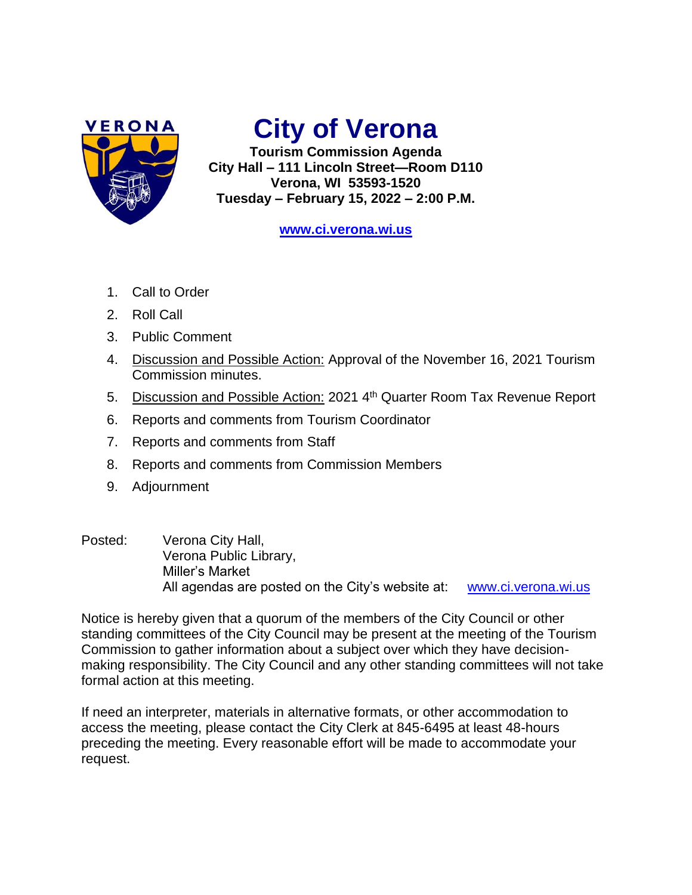# City of Verona

**Tourism Commission Agenda**
**City Hall – 111 Lincoln Street—Room D110**
**Verona, WI 53593-1520**
**Tuesday – February 15, 2022 – 2:00 P.M.**

**www.ci.verona.wi.us**

1. Call to Order
2. Roll Call
3. Public Comment
4. Discussion and Possible Action: Approval of the November 16, 2021 Tourism Commission minutes.
5. Discussion and Possible Action: 2021 4th Quarter Room Tax Revenue Report
6. Reports and comments from Tourism Coordinator
7. Reports and comments from Staff
8. Reports and comments from Commission Members
9. Adjournment

Posted: Verona City Hall,
Verona Public Library,
Miller's Market
All agendas are posted on the City's website at: www.ci.verona.wi.us

Notice is hereby given that a quorum of the members of the City Council or other standing committees of the City Council may be present at the meeting of the Tourism Commission to gather information about a subject over which they have decision-making responsibility. The City Council and any other standing committees will not take formal action at this meeting.

If need an interpreter, materials in alternative formats, or other accommodation to access the meeting, please contact the City Clerk at 845-6495 at least 48-hours preceding the meeting. Every reasonable effort will be made to accommodate your request.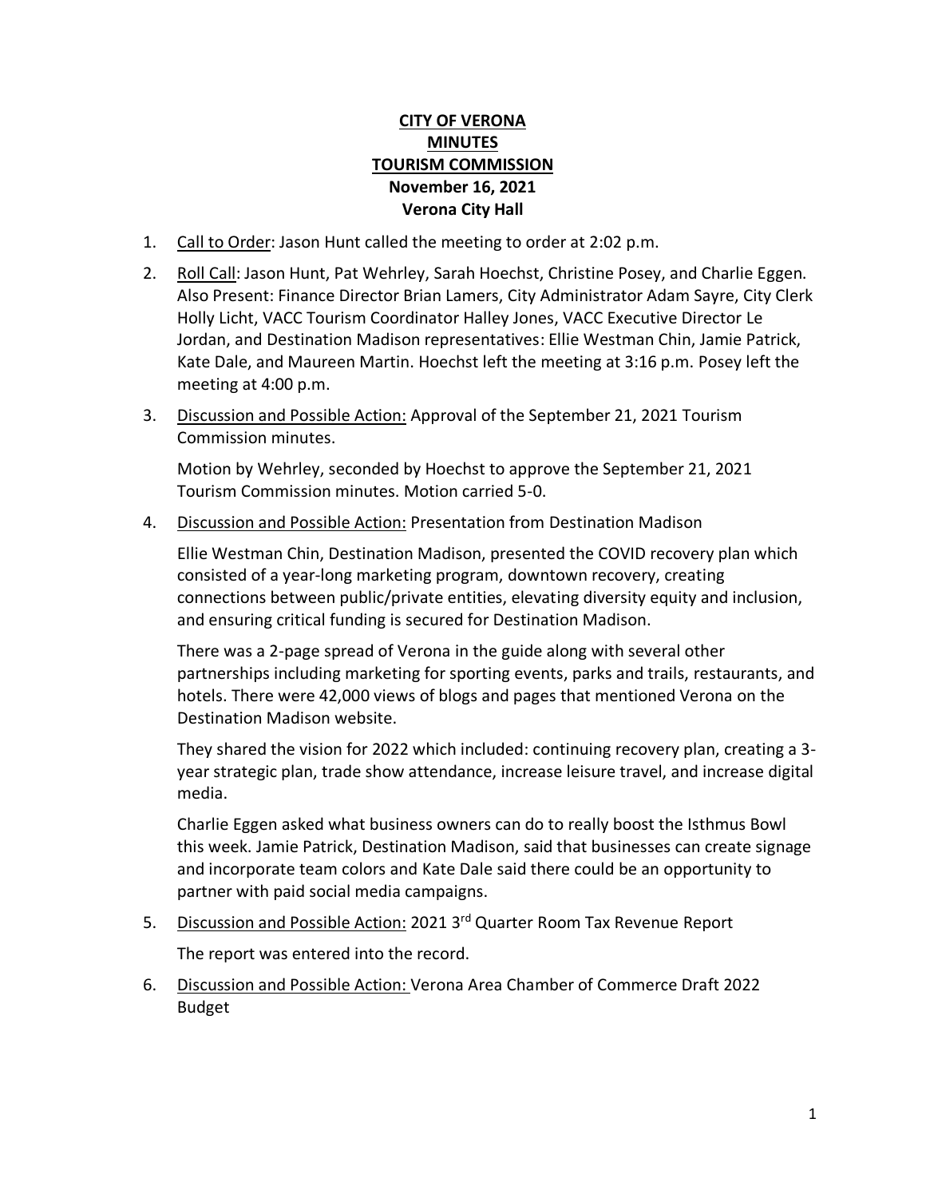**CITY OF VERONA**
**MINUTES**
**TOURISM COMMISSION**
**November 16, 2021**
**Verona City Hall**

1. Call to Order: Jason Hunt called the meeting to order at 2:02 p.m.

2. Roll Call: Jason Hunt, Pat Wehrley, Sarah Hoechst, Christine Posey, and Charlie Eggen. Also Present: Finance Director Brian Lamers, City Administrator Adam Sayre, City Clerk Holly Licht, VACC Tourism Coordinator Halley Jones, VACC Executive Director Le Jordan, and Destination Madison representatives: Ellie Westman Chin, Jamie Patrick, Kate Dale, and Maureen Martin. Hoechst left the meeting at 3:16 p.m. Posey left the meeting at 4:00 p.m.

3. Discussion and Possible Action: Approval of the September 21, 2021 Tourism Commission minutes.

   Motion by Wehrley, seconded by Hoechst to approve the September 21, 2021 Tourism Commission minutes. Motion carried 5-0.

4. Discussion and Possible Action: Presentation from Destination Madison

   Ellie Westman Chin, Destination Madison, presented the COVID recovery plan which consisted of a year-long marketing program, downtown recovery, creating connections between public/private entities, elevating diversity equity and inclusion, and ensuring critical funding is secured for Destination Madison.

   There was a 2-page spread of Verona in the guide along with several other partnerships including marketing for sporting events, parks and trails, restaurants, and hotels. There were 42,000 views of blogs and pages that mentioned Verona on the Destination Madison website.

   They shared the vision for 2022 which included: continuing recovery plan, creating a 3-year strategic plan, trade show attendance, increase leisure travel, and increase digital media.

   Charlie Eggen asked what business owners can do to really boost the Isthmus Bowl this week. Jamie Patrick, Destination Madison, said that businesses can create signage and incorporate team colors and Kate Dale said there could be an opportunity to partner with paid social media campaigns.

5. Discussion and Possible Action: 2021 3rd Quarter Room Tax Revenue Report

   The report was entered into the record.

6. Discussion and Possible Action: Verona Area Chamber of Commerce Draft 2022 Budget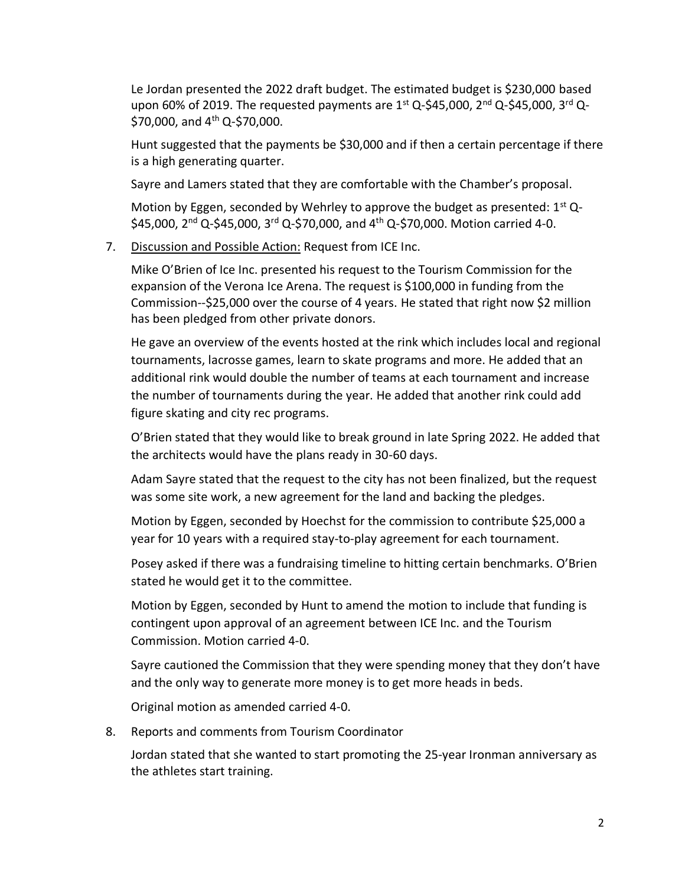Le Jordan presented the 2022 draft budget. The estimated budget is $230,000 based upon 60% of 2019. The requested payments are 1st Q-$45,000, 2nd Q-$45,000, 3rd Q-$70,000, and 4th Q-$70,000.

Hunt suggested that the payments be $30,000 and if then a certain percentage if there is a high generating quarter.

Sayre and Lamers stated that they are comfortable with the Chamber's proposal.

Motion by Eggen, seconded by Wehrley to approve the budget as presented: 1st Q-$45,000, 2nd Q-$45,000, 3rd Q-$70,000, and 4th Q-$70,000. Motion carried 4-0.

7. Discussion and Possible Action: Request from ICE Inc.

   Mike O'Brien of Ice Inc. presented his request to the Tourism Commission for the expansion of the Verona Ice Arena. The request is $100,000 in funding from the Commission--$25,000 over the course of 4 years. He stated that right now $2 million has been pledged from other private donors.

   He gave an overview of the events hosted at the rink which includes local and regional tournaments, lacrosse games, learn to skate programs and more. He added that an additional rink would double the number of teams at each tournament and increase the number of tournaments during the year. He added that another rink could add figure skating and city rec programs.

   O'Brien stated that they would like to break ground in late Spring 2022. He added that the architects would have the plans ready in 30-60 days.

   Adam Sayre stated that the request to the city has not been finalized, but the request was some site work, a new agreement for the land and backing the pledges.

   Motion by Eggen, seconded by Hoechst for the commission to contribute $25,000 a year for 10 years with a required stay-to-play agreement for each tournament.

   Posey asked if there was a fundraising timeline to hitting certain benchmarks. O'Brien stated he would get it to the committee.

   Motion by Eggen, seconded by Hunt to amend the motion to include that funding is contingent upon approval of an agreement between ICE Inc. and the Tourism Commission. Motion carried 4-0.

   Sayre cautioned the Commission that they were spending money that they don't have and the only way to generate more money is to get more heads in beds.

   Original motion as amended carried 4-0.

8. Reports and comments from Tourism Coordinator

   Jordan stated that she wanted to start promoting the 25-year Ironman anniversary as the athletes start training.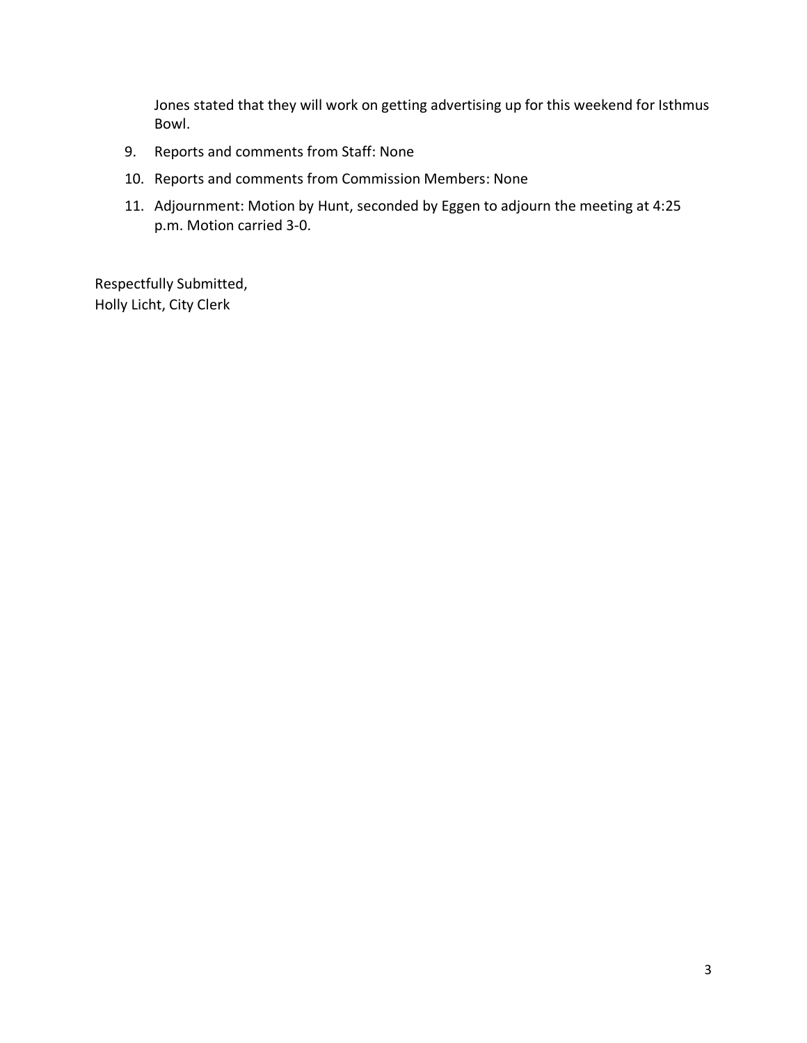Jones stated that they will work on getting advertising up for this weekend for Isthmus Bowl.

9. Reports and comments from Staff: None
10. Reports and comments from Commission Members: None
11. Adjournment: Motion by Hunt, seconded by Eggen to adjourn the meeting at 4:25 p.m. Motion carried 3-0.

Respectfully Submitted,
Holly Licht, City Clerk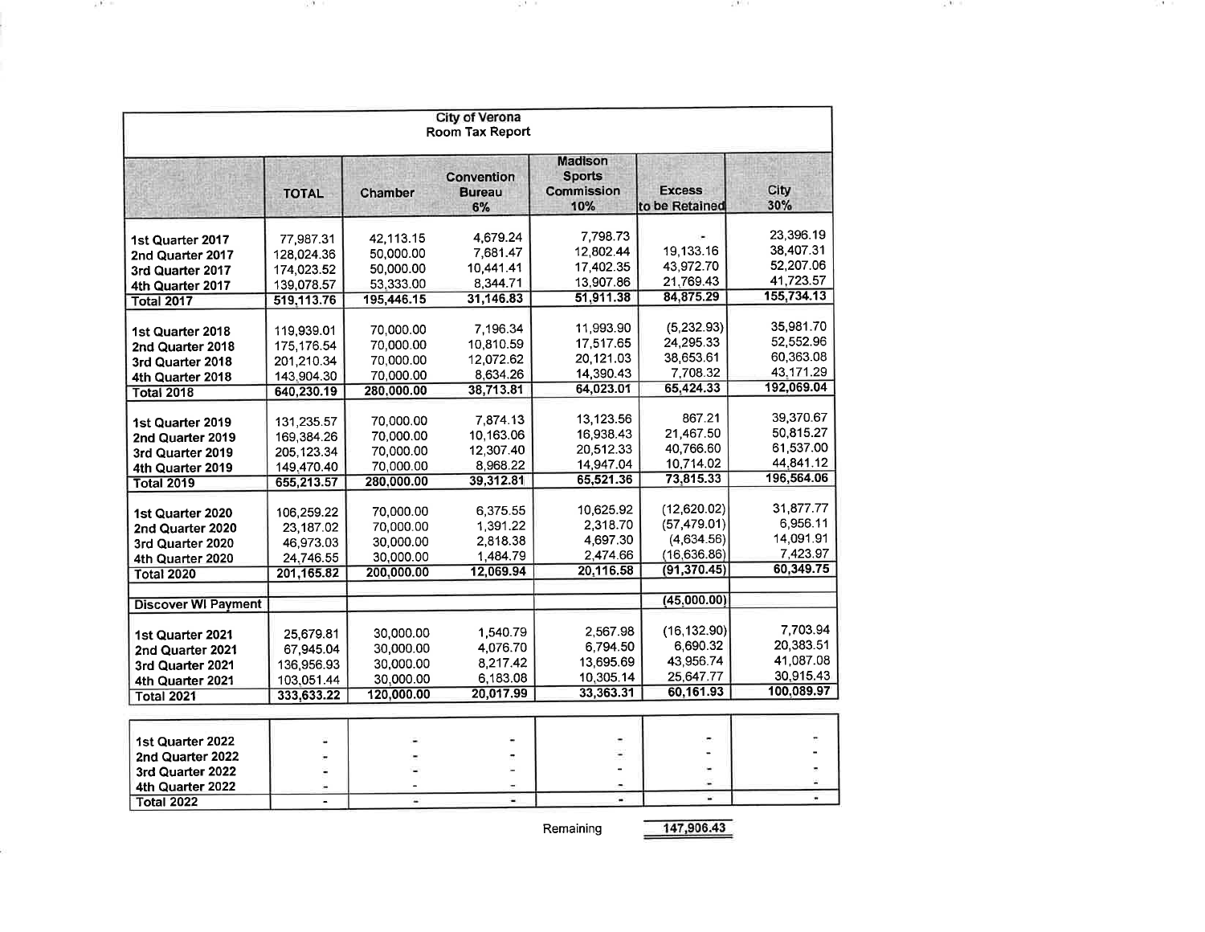# City of Verona
## Room Tax Report

| | TOTAL | Chamber | Convention Bureau 6% | Madison Sports Commission 10% | Excess to be Retained | City 30% |
|---|---|---|---|---|---|---|
| 1st Quarter 2017 | 77,987.31 | 42,113.15 | 4,679.24 | 7,798.73 | - | 23,396.19 |
| 2nd Quarter 2017 | 128,024.36 | 50,000.00 | 7,681.47 | 12,802.44 | 19,133.16 | 38,407.31 |
| 3rd Quarter 2017 | 174,023.52 | 50,000.00 | 10,441.41 | 17,402.35 | 43,972.70 | 52,207.06 |
| 4th Quarter 2017 | 139,078.57 | 53,333.00 | 8,344.71 | 13,907.86 | 21,769.43 | 41,723.57 |
| **Total 2017** | **519,113.76** | **195,446.15** | **31,146.83** | **51,911.38** | **84,875.29** | **155,734.13** |
| 1st Quarter 2018 | 119,939.01 | 70,000.00 | 7,196.34 | 11,993.90 | (5,232.93) | 35,981.70 |
| 2nd Quarter 2018 | 175,176.54 | 70,000.00 | 10,810.59 | 17,517.65 | 24,295.33 | 52,552.96 |
| 3rd Quarter 2018 | 201,210.34 | 70,000.00 | 12,072.62 | 20,121.03 | 38,653.61 | 60,363.08 |
| 4th Quarter 2018 | 143,904.30 | 70,000.00 | 8,634.26 | 14,390.43 | 7,708.32 | 43,171.29 |
| **Total 2018** | **640,230.19** | **280,000.00** | **38,713.81** | **64,023.01** | **65,424.33** | **192,069.04** |
| 1st Quarter 2019 | 131,235.57 | 70,000.00 | 7,874.13 | 13,123.56 | 867.21 | 39,370.67 |
| 2nd Quarter 2019 | 169,384.26 | 70,000.00 | 10,163.06 | 16,938.43 | 21,467.50 | 50,815.27 |
| 3rd Quarter 2019 | 205,123.34 | 70,000.00 | 12,307.40 | 20,512.33 | 40,766.60 | 61,537.00 |
| 4th Quarter 2019 | 149,470.40 | 70,000.00 | 8,968.22 | 14,947.04 | 10,714.02 | 44,841.12 |
| **Total 2019** | **655,213.57** | **280,000.00** | **39,312.81** | **65,521.36** | **73,815.33** | **196,564.06** |
| 1st Quarter 2020 | 106,259.22 | 70,000.00 | 6,375.55 | 10,625.92 | (12,620.02) | 31,877.77 |
| 2nd Quarter 2020 | 23,187.02 | 70,000.00 | 1,391.22 | 2,318.70 | (57,479.01) | 6,956.11 |
| 3rd Quarter 2020 | 46,973.03 | 30,000.00 | 2,818.38 | 4,697.30 | (4,634.56) | 14,091.91 |
| 4th Quarter 2020 | 24,746.55 | 30,000.00 | 1,484.79 | 2,474.66 | (16,636.86) | 7,423.97 |
| **Total 2020** | **201,165.82** | **200,000.00** | **12,069.94** | **20,116.58** | **(91,370.45)** | **60,349.75** |
| **Discover WI Payment** | | | | | **(45,000.00)** | |
| 1st Quarter 2021 | 25,679.81 | 30,000.00 | 1,540.79 | 2,567.98 | (16,132.90) | 7,703.94 |
| 2nd Quarter 2021 | 67,945.04 | 30,000.00 | 4,076.70 | 6,794.50 | 6,690.32 | 20,383.51 |
| 3rd Quarter 2021 | 136,956.93 | 30,000.00 | 8,217.42 | 13,695.69 | 43,956.74 | 41,087.08 |
| 4th Quarter 2021 | 103,051.44 | 30,000.00 | 6,183.08 | 10,305.14 | 25,647.77 | 30,915.43 |
| **Total 2021** | **333,633.22** | **120,000.00** | **20,017.99** | **33,363.31** | **60,161.93** | **100,089.97** |
| 1st Quarter 2022 | - | - | - | - | - | - |
| 2nd Quarter 2022 | - | - | - | - | - | - |
| 3rd Quarter 2022 | - | - | - | - | - | - |
| 4th Quarter 2022 | - | - | - | - | - | - |
| **Total 2022** | - | - | - | - | - | - |

Remaining **147,906.43**